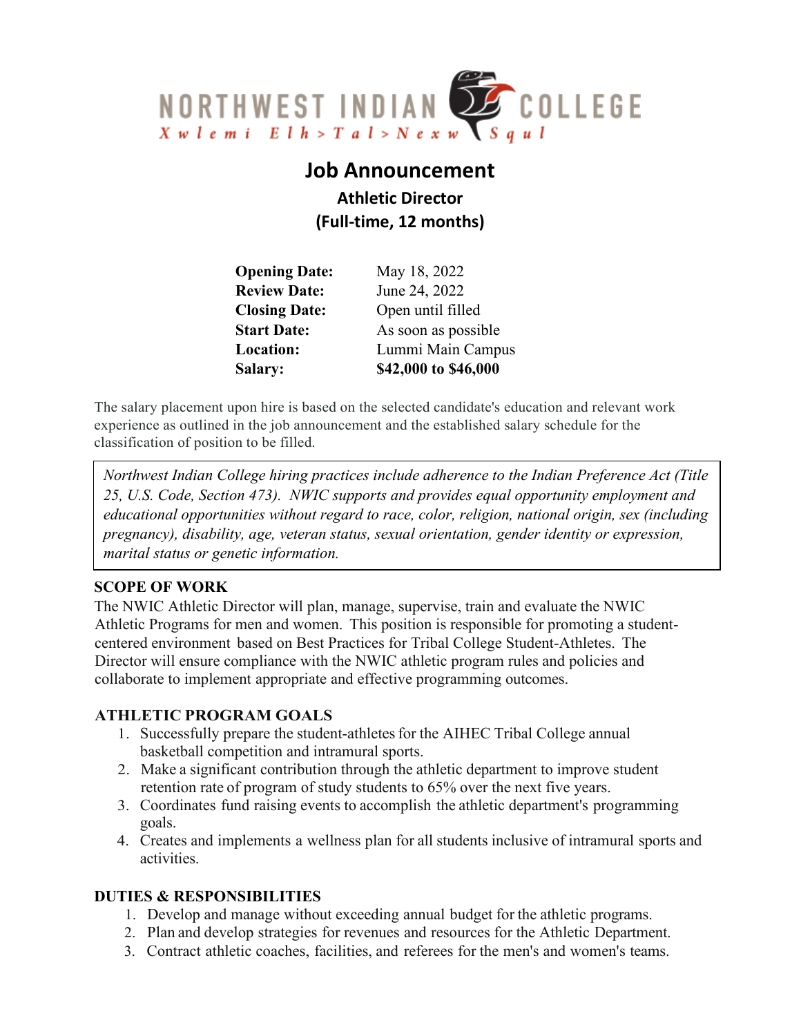NORTHWEST INDIAN COLLEGE

Xwlemi Elh>Tal>Nexw Squl

# Job Announcement

## Athletic Director

## (Full-time, 12 months)

| | |
|---|---|
| **Opening Date:** | May 18, 2022 |
| **Review Date:** | June 24, 2022 |
| **Closing Date:** | Open until filled |
| **Start Date:** | As soon as possible |
| **Location:** | Lummi Main Campus |
| **Salary:** | **$42,000 to $46,000** |

The salary placement upon hire is based on the selected candidate's education and relevant work experience as outlined in the job announcement and the established salary schedule for the classification of position to be filled.

*Northwest Indian College hiring practices include adherence to the Indian Preference Act (Title 25, U.S. Code, Section 473). NWIC supports and provides equal opportunity employment and educational opportunities without regard to race, color, religion, national origin, sex (including pregnancy), disability, age, veteran status, sexual orientation, gender identity or expression, marital status or genetic information.*

**SCOPE OF WORK**

The NWIC Athletic Director will plan, manage, supervise, train and evaluate the NWIC Athletic Programs for men and women. This position is responsible for promoting a student-centered environment based on Best Practices for Tribal College Student-Athletes. The Director will ensure compliance with the NWIC athletic program rules and policies and collaborate to implement appropriate and effective programming outcomes.

**ATHLETIC PROGRAM GOALS**

1. Successfully prepare the student-athletes for the AIHEC Tribal College annual basketball competition and intramural sports.
2. Make a significant contribution through the athletic department to improve student retention rate of program of study students to 65% over the next five years.
3. Coordinates fund raising events to accomplish the athletic department's programming goals.
4. Creates and implements a wellness plan for all students inclusive of intramural sports and activities.

**DUTIES & RESPONSIBILITIES**

1. Develop and manage without exceeding annual budget for the athletic programs.
2. Plan and develop strategies for revenues and resources for the Athletic Department.
3. Contract athletic coaches, facilities, and referees for the men's and women's teams.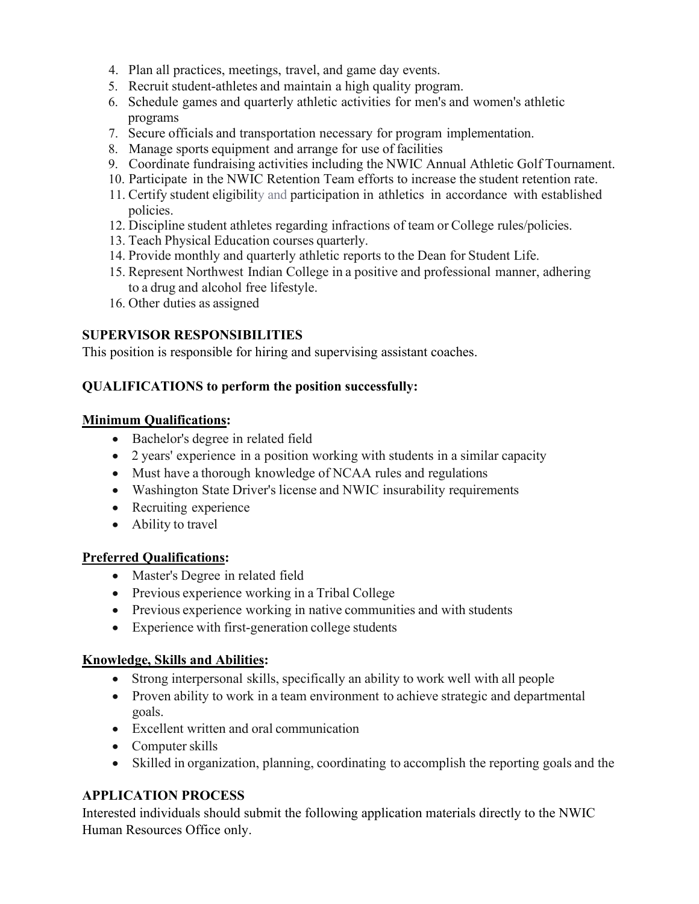4. Plan all practices, meetings, travel, and game day events.
5. Recruit student-athletes and maintain a high quality program.
6. Schedule games and quarterly athletic activities for men's and women's athletic programs
7. Secure officials and transportation necessary for program implementation.
8. Manage sports equipment and arrange for use of facilities
9. Coordinate fundraising activities including the NWIC Annual Athletic Golf Tournament.
10. Participate in the NWIC Retention Team efforts to increase the student retention rate.
11. Certify student eligibility and participation in athletics in accordance with established policies.
12. Discipline student athletes regarding infractions of team or College rules/policies.
13. Teach Physical Education courses quarterly.
14. Provide monthly and quarterly athletic reports to the Dean for Student Life.
15. Represent Northwest Indian College in a positive and professional manner, adhering to a drug and alcohol free lifestyle.
16. Other duties as assigned

**SUPERVISOR RESPONSIBILITIES**

This position is responsible for hiring and supervising assistant coaches.

**QUALIFICATIONS to perform the position successfully:**

**Minimum Qualifications:**

- Bachelor's degree in related field
- 2 years' experience in a position working with students in a similar capacity
- Must have a thorough knowledge of NCAA rules and regulations
- Washington State Driver's license and NWIC insurability requirements
- Recruiting experience
- Ability to travel

**Preferred Qualifications:**

- Master's Degree in related field
- Previous experience working in a Tribal College
- Previous experience working in native communities and with students
- Experience with first-generation college students

**Knowledge, Skills and Abilities:**

- Strong interpersonal skills, specifically an ability to work well with all people
- Proven ability to work in a team environment to achieve strategic and departmental goals.
- Excellent written and oral communication
- Computer skills
- Skilled in organization, planning, coordinating to accomplish the reporting goals and the

**APPLICATION PROCESS**

Interested individuals should submit the following application materials directly to the NWIC Human Resources Office only.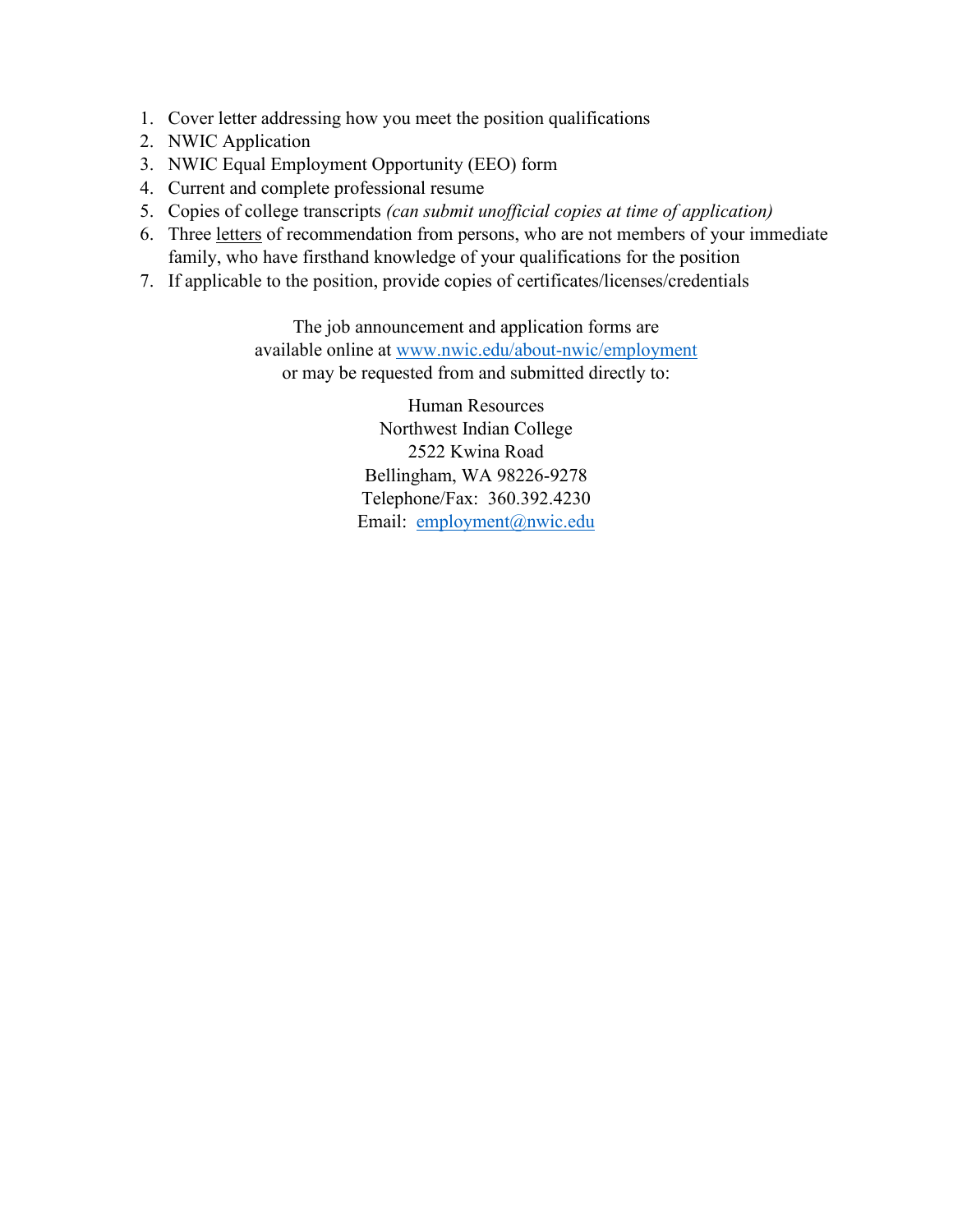1. Cover letter addressing how you meet the position qualifications
2. NWIC Application
3. NWIC Equal Employment Opportunity (EEO) form
4. Current and complete professional resume
5. Copies of college transcripts *(can submit unofficial copies at time of application)*
6. Three letters of recommendation from persons, who are not members of your immediate family, who have firsthand knowledge of your qualifications for the position
7. If applicable to the position, provide copies of certificates/licenses/credentials

The job announcement and application forms are
available online at www.nwic.edu/about-nwic/employment
or may be requested from and submitted directly to:

Human Resources
Northwest Indian College
2522 Kwina Road
Bellingham, WA 98226-9278
Telephone/Fax: 360.392.4230
Email: employment@nwic.edu